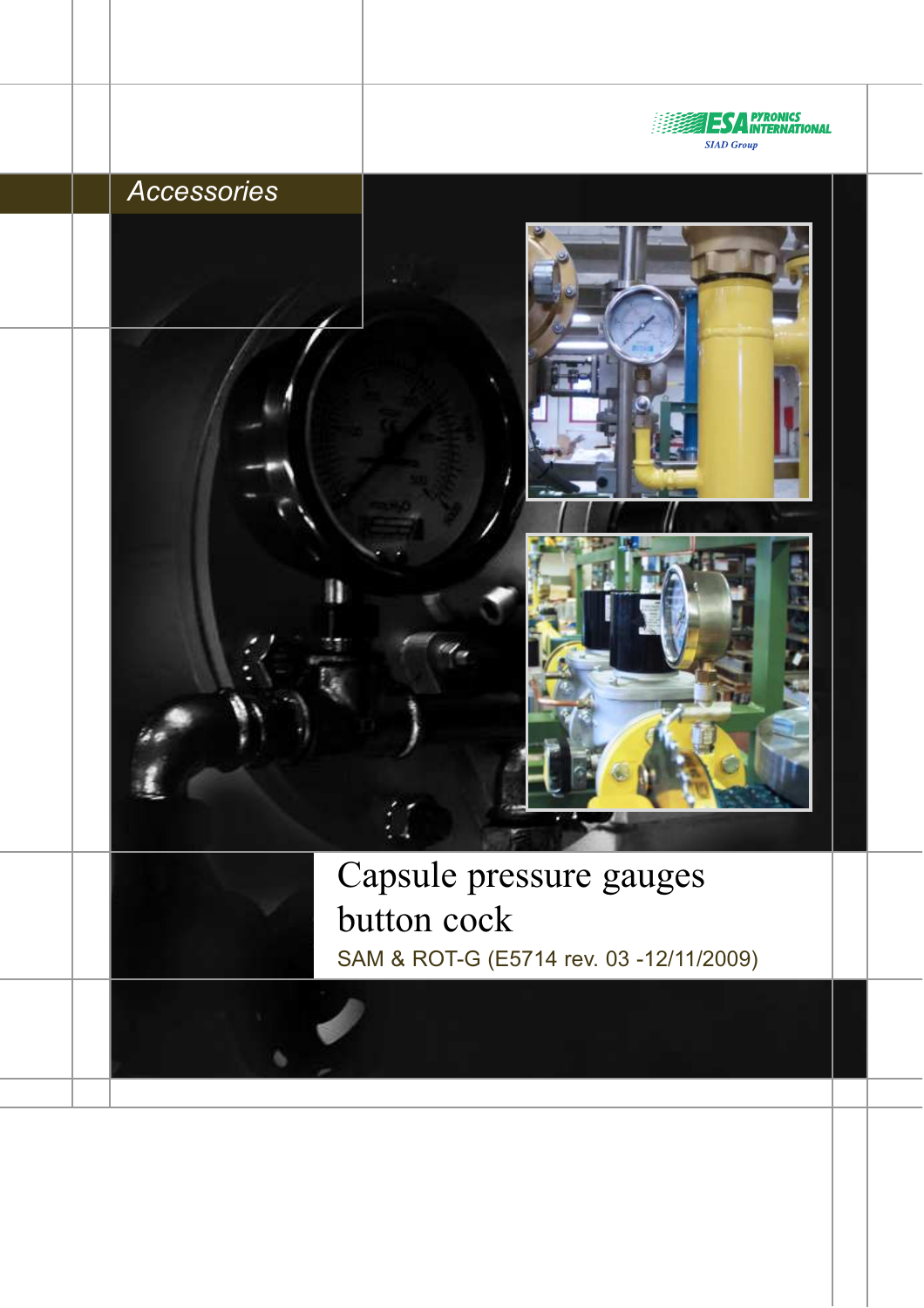ESA PYRONICS INTERNATIONAL
SIAD Group

*Accessories*

# Capsule pressure gauges button cock

SAM & ROT-G (E5714 rev. 03 -12/11/2009)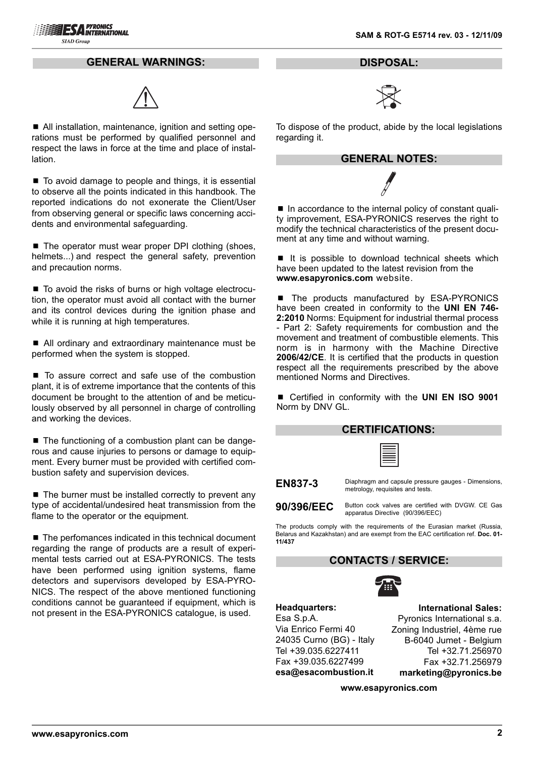## GENERAL WARNINGS:

- All installation, maintenance, ignition and setting operations must be performed by qualified personnel and respect the laws in force at the time and place of installation.

- To avoid damage to people and things, it is essential to observe all the points indicated in this handbook. The reported indications do not exonerate the Client/User from observing general or specific laws concerning accidents and environmental safeguarding.

- The operator must wear proper DPI clothing (shoes, helmets...) and respect the general safety, prevention and precaution norms.

- To avoid the risks of burns or high voltage electrocution, the operator must avoid all contact with the burner and its control devices during the ignition phase and while it is running at high temperatures.

- All ordinary and extraordinary maintenance must be performed when the system is stopped.

- To assure correct and safe use of the combustion plant, it is of extreme importance that the contents of this document be brought to the attention of and be meticulously observed by all personnel in charge of controlling and working the devices.

- The functioning of a combustion plant can be dangerous and cause injuries to persons or damage to equipment. Every burner must be provided with certified combustion safety and supervision devices.

- The burner must be installed correctly to prevent any type of accidental/undesired heat transmission from the flame to the operator or the equipment.

- The perfomances indicated in this technical document regarding the range of products are a result of experimental tests carried out at ESA-PYRONICS. The tests have been performed using ignition systems, flame detectors and supervisors developed by ESA-PYRONICS. The respect of the above mentioned functioning conditions cannot be guaranteed if equipment, which is not present in the ESA-PYRONICS catalogue, is used.

## DISPOSAL:

To dispose of the product, abide by the local legislations regarding it.

## GENERAL NOTES:

- In accordance to the internal policy of constant quality improvement, ESA-PYRONICS reserves the right to modify the technical characteristics of the present document at any time and without warning.

- It is possible to download technical sheets which have been updated to the latest revision from the **www.esapyronics.com** website.

- The products manufactured by ESA-PYRONICS have been created in conformity to the **UNI EN 746-2:2010** Norms: Equipment for industrial thermal process - Part 2: Safety requirements for combustion and the movement and treatment of combustible elements. This norm is in harmony with the Machine Directive **2006/42/CE**. It is certified that the products in question respect all the requirements prescribed by the above mentioned Norms and Directives.

- Certified in conformity with the **UNI EN ISO 9001** Norm by DNV GL.

## CERTIFICATIONS:

**EN837-3** Diaphragm and capsule pressure gauges - Dimensions, metrology, requisites and tests.

**90/396/EEC** Button cock valves are certified with DVGW. CE Gas apparatus Directive (90/396/EEC)

The products comply with the requirements of the Eurasian market (Russia, Belarus and Kazakhstan) and are exempt from the EAC certification ref. **Doc. 01-11/437**

## CONTACTS / SERVICE:

**Headquarters:**
Esa S.p.A.
Via Enrico Fermi 40
24035 Curno (BG) - Italy
Tel +39.035.6227411
Fax +39.035.6227499
**esa@esacombustion.it**

**International Sales:**
Pyronics International s.a.
Zoning Industriel, 4ème rue
B-6040 Jumet - Belgium
Tel +32.71.256970
Fax +32.71.256979
**marketing@pyronics.be**

**www.esapyronics.com**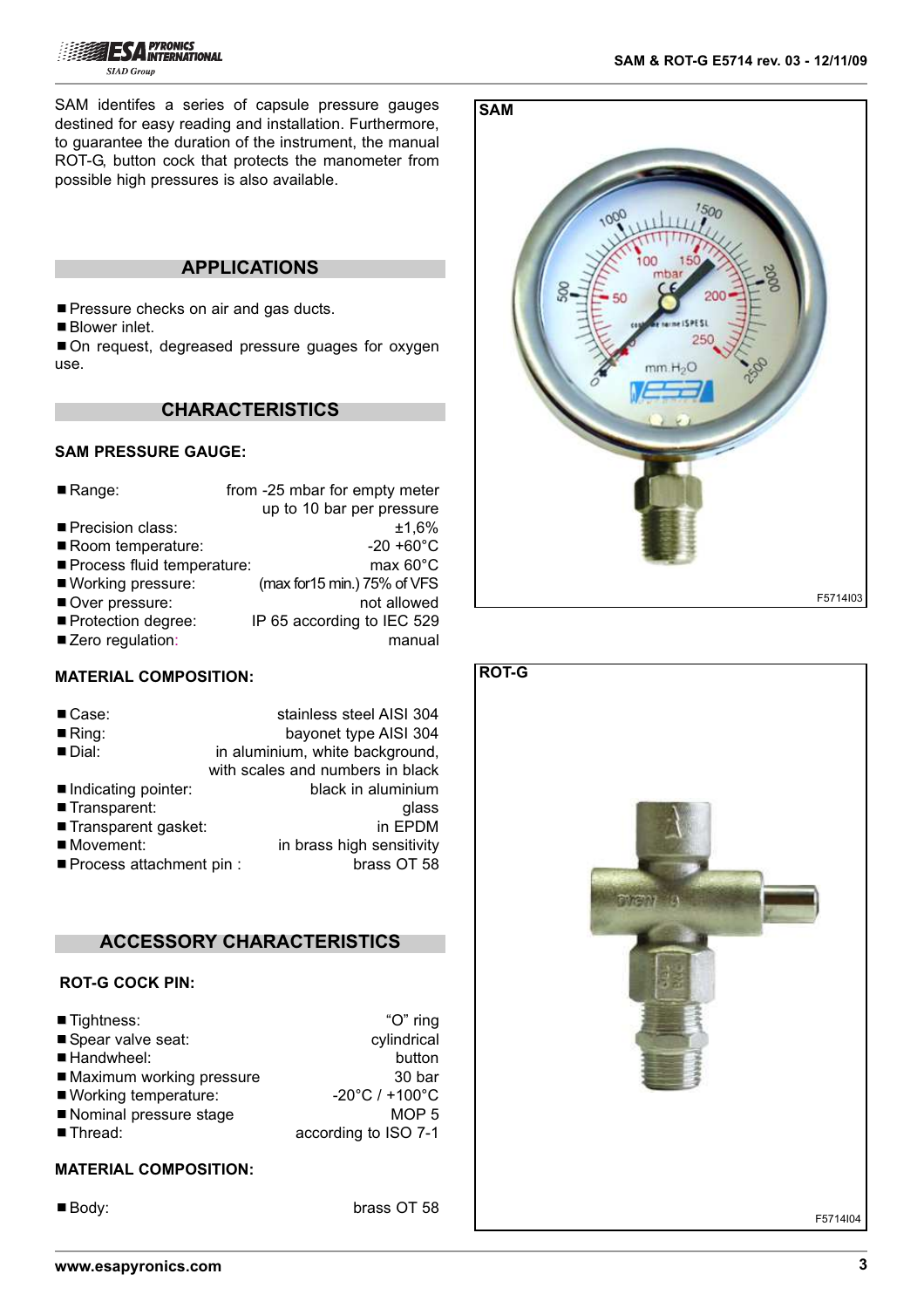SAM identifes a series of capsule pressure gauges destined for easy reading and installation. Furthermore, to guarantee the duration of the instrument, the manual ROT-G, button cock that protects the manometer from possible high pressures is also available.

## APPLICATIONS

- Pressure checks on air and gas ducts.
- Blower inlet.
- On request, degreased pressure guages for oxygen use.

## CHARACTERISTICS

### SAM PRESSURE GAUGE:

- Range: from -25 mbar for empty meter up to 10 bar per pressure
- Precision class: ±1,6%
- Room temperature: -20 +60°C
- Process fluid temperature: max 60°C
- Working pressure: (max for15 min.) 75% of VFS
- Over pressure: not allowed
- Protection degree: IP 65 according to IEC 529
- Zero regulation: manual

### MATERIAL COMPOSITION:

- Case: stainless steel AISI 304
- Ring: bayonet type AISI 304
- Dial: in aluminium, white background, with scales and numbers in black
- Indicating pointer: black in aluminium
- Transparent: glass
- Transparent gasket: in EPDM
- Movement: in brass high sensitivity
- Process attachment pin : brass OT 58

## ACCESSORY CHARACTERISTICS

### ROT-G COCK PIN:

- Tightness: "O" ring
- Spear valve seat: cylindrical
- Handwheel: button
- Maximum working pressure 30 bar
- Working temperature: -20°C / +100°C
- Nominal pressure stage MOP 5
- Thread: according to ISO 7-1

### MATERIAL COMPOSITION:

- Body: brass OT 58

**SAM**

F5714I03

**ROT-G**

F5714I04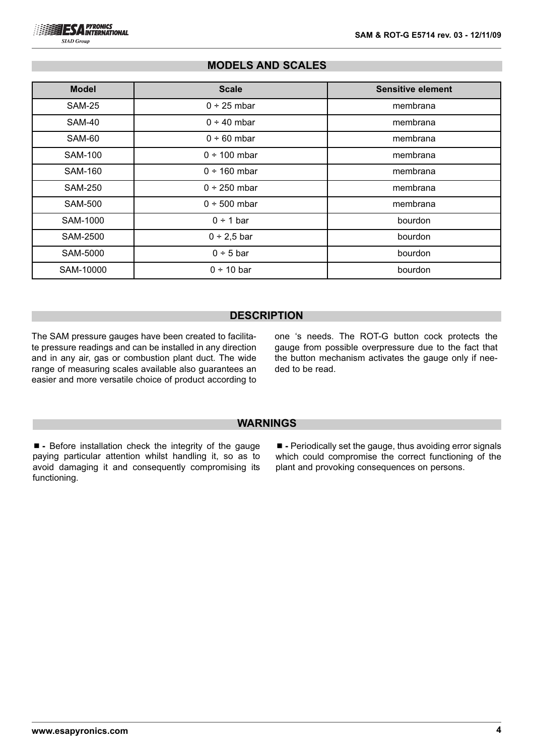## MODELS AND SCALES

| Model | Scale | Sensitive element |
|---|---|---|
| SAM-25 | 0 ÷ 25 mbar | membrana |
| SAM-40 | 0 ÷ 40 mbar | membrana |
| SAM-60 | 0 ÷ 60 mbar | membrana |
| SAM-100 | 0 ÷ 100 mbar | membrana |
| SAM-160 | 0 ÷ 160 mbar | membrana |
| SAM-250 | 0 ÷ 250 mbar | membrana |
| SAM-500 | 0 ÷ 500 mbar | membrana |
| SAM-1000 | 0 ÷ 1 bar | bourdon |
| SAM-2500 | 0 ÷ 2,5 bar | bourdon |
| SAM-5000 | 0 ÷ 5 bar | bourdon |
| SAM-10000 | 0 ÷ 10 bar | bourdon |

## DESCRIPTION

The SAM pressure gauges have been created to facilitate pressure readings and can be installed in any direction and in any air, gas or combustion plant duct. The wide range of measuring scales available also guarantees an easier and more versatile choice of product according to one 's needs. The ROT-G button cock protects the gauge from possible overpressure due to the fact that the button mechanism activates the gauge only if needed to be read.

## WARNINGS

- Before installation check the integrity of the gauge paying particular attention whilst handling it, so as to avoid damaging it and consequently compromising its functioning.
- Periodically set the gauge, thus avoiding error signals which could compromise the correct functioning of the plant and provoking consequences on persons.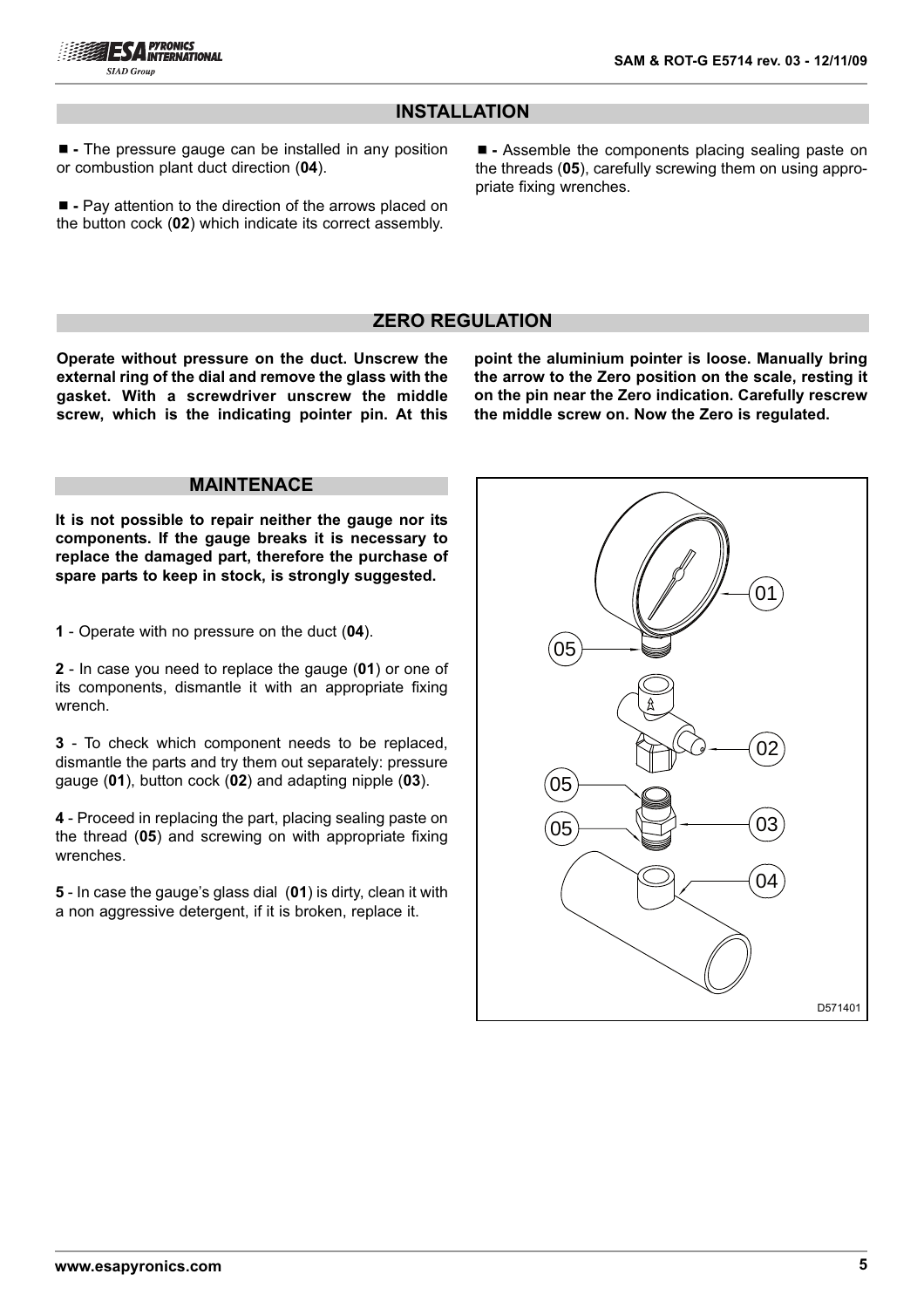## INSTALLATION

■ - The pressure gauge can be installed in any position or combustion plant duct direction (**04**).

■ - Pay attention to the direction of the arrows placed on the button cock (**02**) which indicate its correct assembly.

■ - Assemble the components placing sealing paste on the threads (**05**), carefully screwing them on using appropriate fixing wrenches.

## ZERO REGULATION

**Operate without pressure on the duct. Unscrew the external ring of the dial and remove the glass with the gasket. With a screwdriver unscrew the middle screw, which is the indicating pointer pin. At this point the aluminium pointer is loose. Manually bring the arrow to the Zero position on the scale, resting it on the pin near the Zero indication. Carefully rescrew the middle screw on. Now the Zero is regulated.**

## MAINTENACE

**It is not possible to repair neither the gauge nor its components. If the gauge breaks it is necessary to replace the damaged part, therefore the purchase of spare parts to keep in stock, is strongly suggested.**

**1** - Operate with no pressure on the duct (**04**).

**2** - In case you need to replace the gauge (**01**) or one of its components, dismantle it with an appropriate fixing wrench.

**3** - To check which component needs to be replaced, dismantle the parts and try them out separately: pressure gauge (**01**), button cock (**02**) and adapting nipple (**03**).

**4** - Proceed in replacing the part, placing sealing paste on the thread (**05**) and screwing on with appropriate fixing wrenches.

**5** - In case the gauge's glass dial (**01**) is dirty, clean it with a non aggressive detergent, if it is broken, replace it.

01
05
02
05
03
05
04
D571401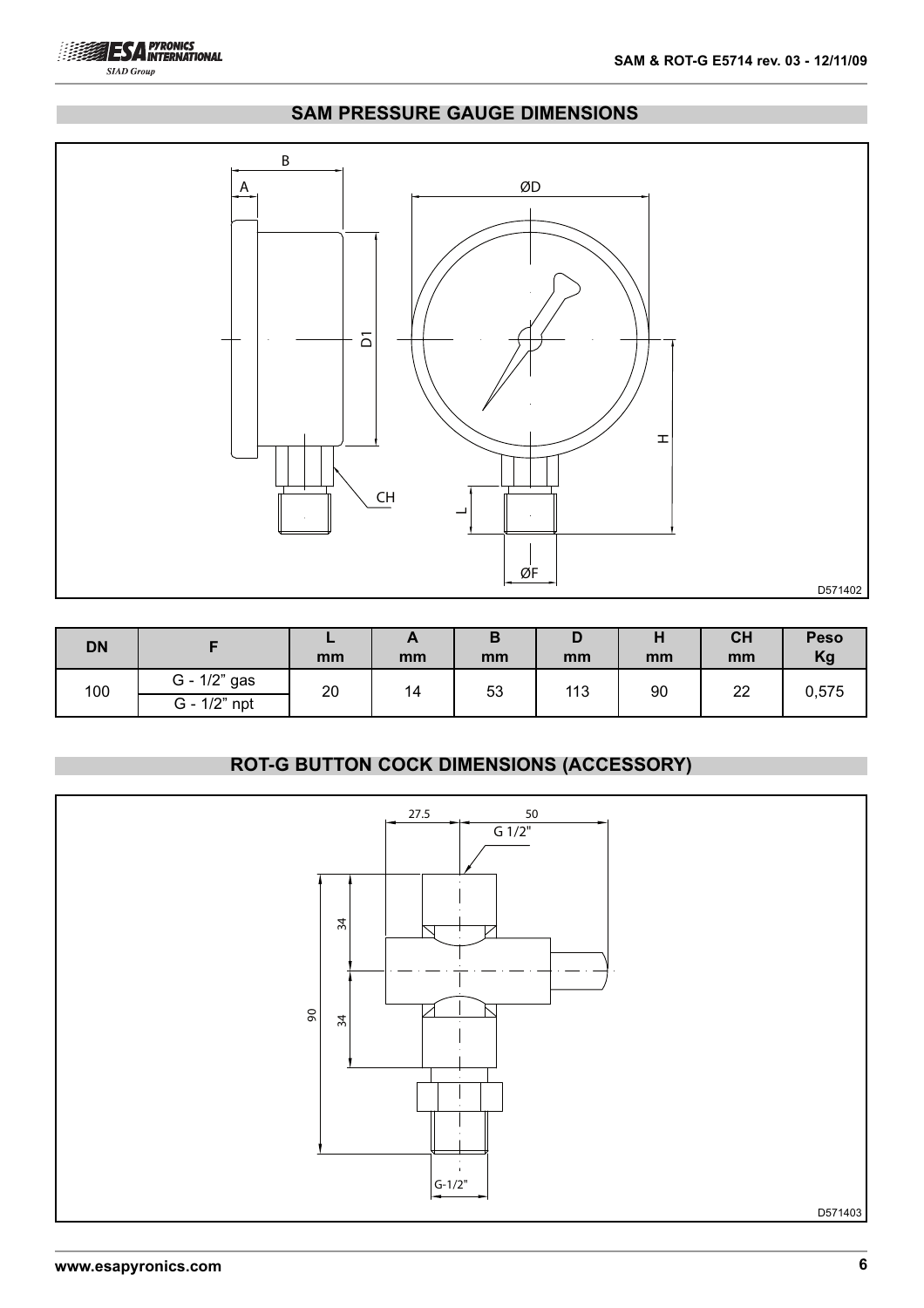## SAM PRESSURE GAUGE DIMENSIONS

D571402

| DN | F | L<br>mm | A<br>mm | B<br>mm | D<br>mm | H<br>mm | CH<br>mm | Peso<br>Kg |
|---|---|---|---|---|---|---|---|---|
| 100 | G - 1/2" gas | 20 | 14 | 53 | 113 | 90 | 22 | 0,575 |
| | G - 1/2" npt | | | | | | | |

## ROT-G BUTTON COCK DIMENSIONS (ACCESSORY)

D571403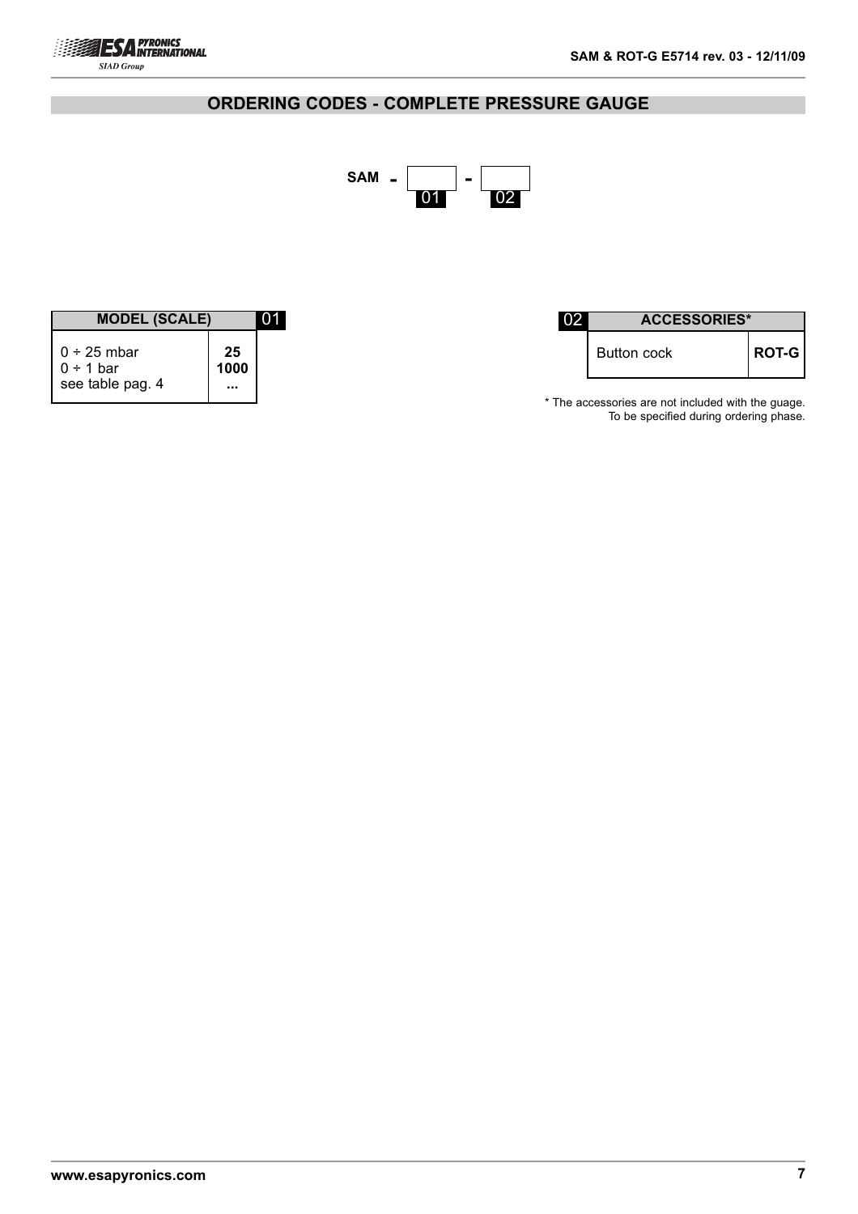## ORDERING CODES - COMPLETE PRESSURE GAUGE

SAM - [ 01 ] - [ 02 ]

| MODEL (SCALE) | | 01 |
|---|---|---|
| 0 ÷ 25 mbar | **25** | |
| 0 ÷ 1 bar | **1000** | |
| see table pag. 4 | **...** | |

| 02 | ACCESSORIES* | |
|---|---|---|
| | Button cock | **ROT-G** |

\* The accessories are not included with the guage. To be specified during ordering phase.